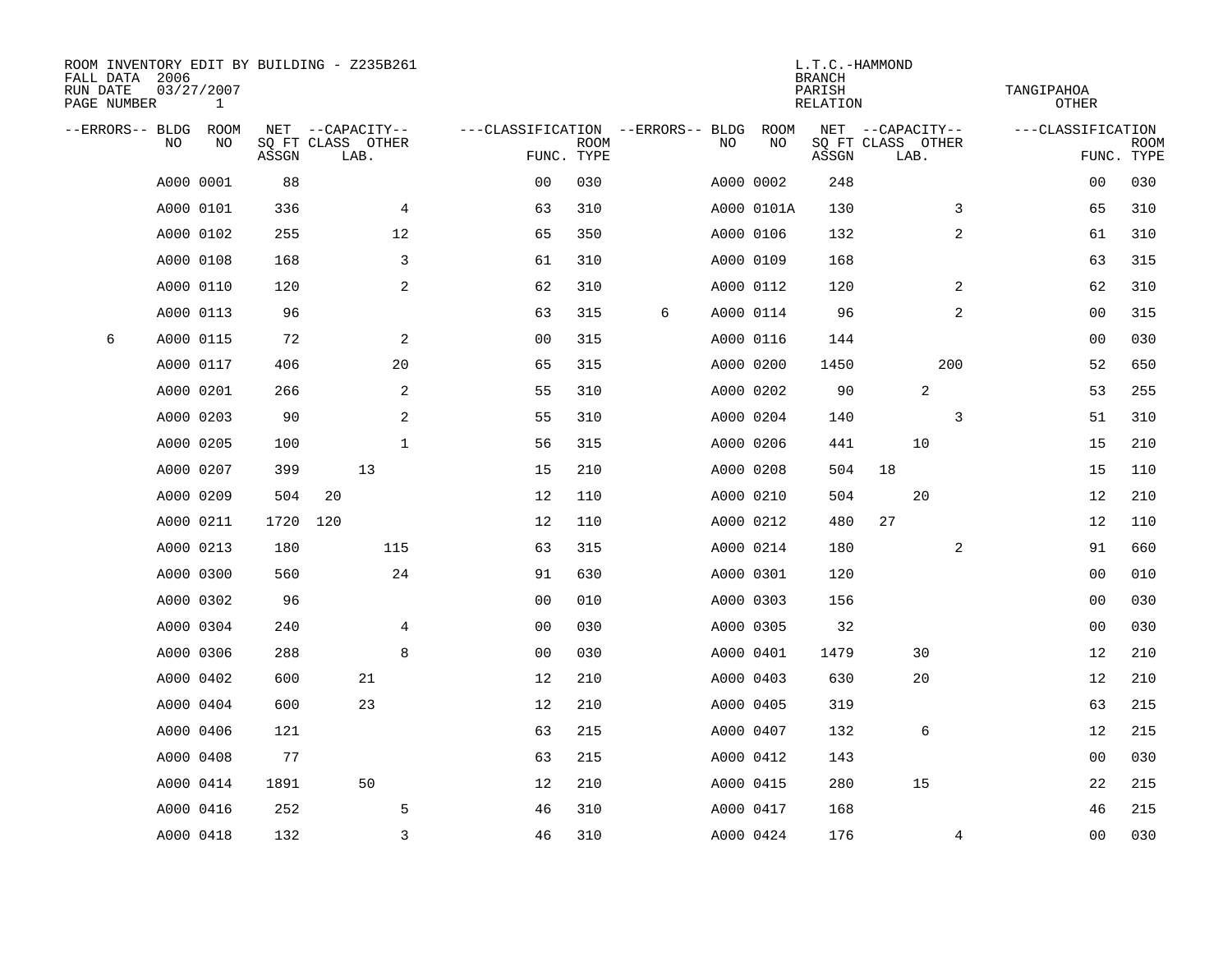ROOM INVENTORY EDIT BY BUILDING - Z235B261
FALL DATA 2006
RUN DATE 03/27/2007
PAGE NUMBER 1

L.T.C.-HAMMOND
BRANCH
PARISH TANGIPAHOA
RELATION OTHER

| --ERRORS-- | BLDG NO | ROOM NO | NET SQ FT ASSGN | --CAPACITY-- CLASS | LAB. | OTHER | ---CLASSIFICATION FUNC. | ROOM TYPE | --ERRORS-- | BLDG NO | ROOM NO | NET SQ FT ASSGN | --CAPACITY-- CLASS | LAB. | OTHER | ---CLASSIFICATION FUNC. | ROOM TYPE |
|---|---|---|---|---|---|---|---|---|---|---|---|---|---|---|---|---|---|
| | A000 | 0001 | 88 | | | | 00 | 030 | | A000 | 0002 | 248 | | | | 00 | 030 |
| | A000 | 0101 | 336 | | | 4 | 63 | 310 | | A000 | 0101A | 130 | | | 3 | 65 | 310 |
| | A000 | 0102 | 255 | | | 12 | 65 | 350 | | A000 | 0106 | 132 | | | 2 | 61 | 310 |
| | A000 | 0108 | 168 | | | 3 | 61 | 310 | | A000 | 0109 | 168 | | | | 63 | 315 |
| | A000 | 0110 | 120 | | | 2 | 62 | 310 | | A000 | 0112 | 120 | | | 2 | 62 | 310 |
| | A000 | 0113 | 96 | | | | 63 | 315 | 6 | A000 | 0114 | 96 | | | 2 | 00 | 315 |
| 6 | A000 | 0115 | 72 | | | 2 | 00 | 315 | | A000 | 0116 | 144 | | | | 00 | 030 |
| | A000 | 0117 | 406 | | | 20 | 65 | 315 | | A000 | 0200 | 1450 | | | 200 | 52 | 650 |
| | A000 | 0201 | 266 | | | 2 | 55 | 310 | | A000 | 0202 | 90 | | 2 | | 53 | 255 |
| | A000 | 0203 | 90 | | | 2 | 55 | 310 | | A000 | 0204 | 140 | | | 3 | 51 | 310 |
| | A000 | 0205 | 100 | | | 1 | 56 | 315 | | A000 | 0206 | 441 | | 10 | | 15 | 210 |
| | A000 | 0207 | 399 | | 13 | | 15 | 210 | | A000 | 0208 | 504 | 18 | | | 15 | 110 |
| | A000 | 0209 | 504 | 20 | | | 12 | 110 | | A000 | 0210 | 504 | | 20 | | 12 | 210 |
| | A000 | 0211 | 1720 | 120 | | | 12 | 110 | | A000 | 0212 | 480 | 27 | | | 12 | 110 |
| | A000 | 0213 | 180 | | | 115 | 63 | 315 | | A000 | 0214 | 180 | | | 2 | 91 | 660 |
| | A000 | 0300 | 560 | | | 24 | 91 | 630 | | A000 | 0301 | 120 | | | | 00 | 010 |
| | A000 | 0302 | 96 | | | | 00 | 010 | | A000 | 0303 | 156 | | | | 00 | 030 |
| | A000 | 0304 | 240 | | | 4 | 00 | 030 | | A000 | 0305 | 32 | | | | 00 | 030 |
| | A000 | 0306 | 288 | | | 8 | 00 | 030 | | A000 | 0401 | 1479 | | 30 | | 12 | 210 |
| | A000 | 0402 | 600 | | 21 | | 12 | 210 | | A000 | 0403 | 630 | | 20 | | 12 | 210 |
| | A000 | 0404 | 600 | | 23 | | 12 | 210 | | A000 | 0405 | 319 | | | | 63 | 215 |
| | A000 | 0406 | 121 | | | | 63 | 215 | | A000 | 0407 | 132 | | 6 | | 12 | 215 |
| | A000 | 0408 | 77 | | | | 63 | 215 | | A000 | 0412 | 143 | | | | 00 | 030 |
| | A000 | 0414 | 1891 | | 50 | | 12 | 210 | | A000 | 0415 | 280 | | 15 | | 22 | 215 |
| | A000 | 0416 | 252 | | | 5 | 46 | 310 | | A000 | 0417 | 168 | | | | 46 | 215 |
| | A000 | 0418 | 132 | | | 3 | 46 | 310 | | A000 | 0424 | 176 | | | 4 | 00 | 030 |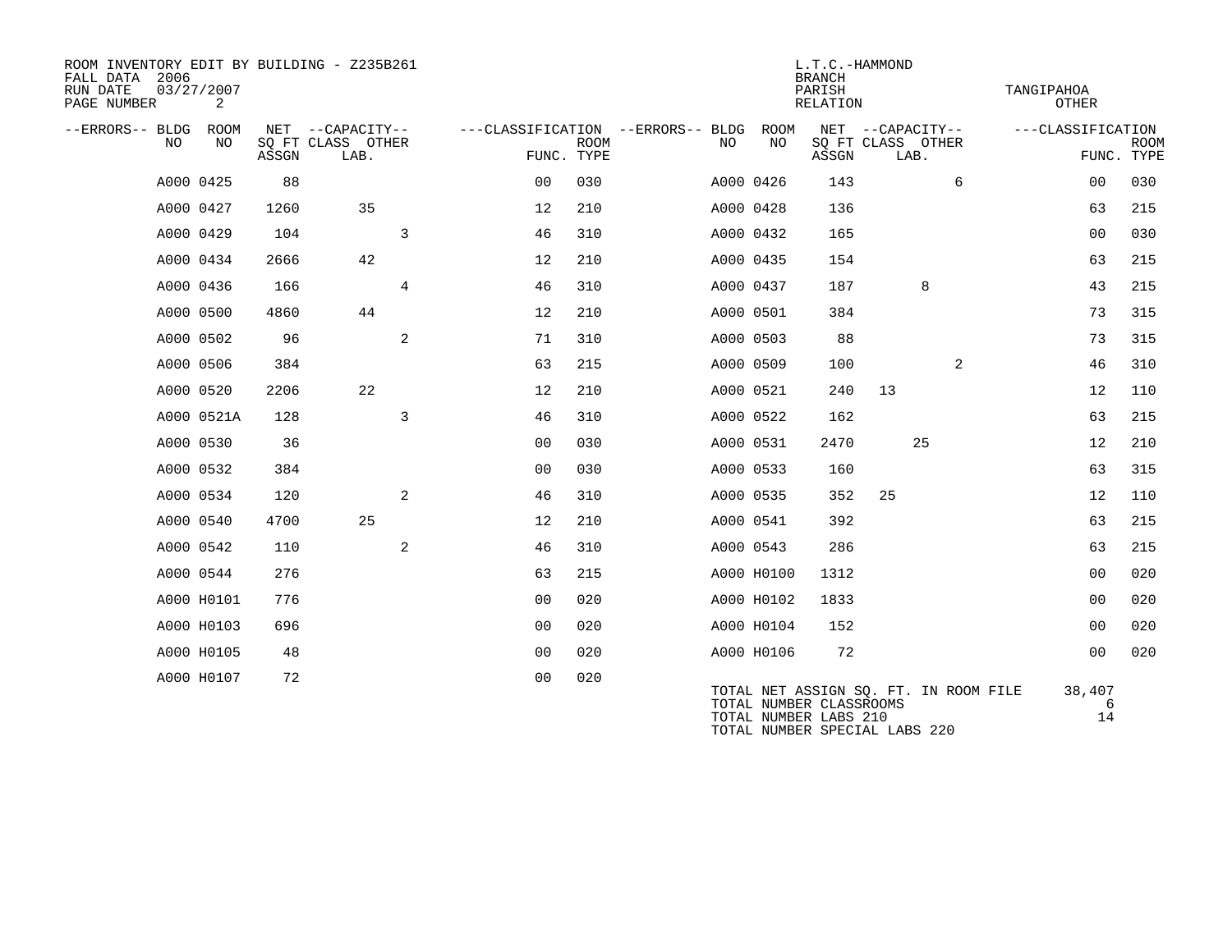ROOM INVENTORY EDIT BY BUILDING - Z235B261
FALL DATA 2006
RUN DATE 03/27/2007

L.T.C.-HAMMOND
BRANCH
PARISH TANGIPAHOA
RELATION OTHER

| --ERRORS-- | BLDG NO | ROOM NO | NET SQ FT ASSGN | --CAPACITY-- CLASS | LAB. | OTHER | ---CLASSIFICATION FUNC. | ROOM TYPE | --ERRORS-- | BLDG NO | ROOM NO | NET SQ FT ASSGN | --CAPACITY-- CLASS | LAB. | OTHER | ---CLASSIFICATION FUNC. | ROOM TYPE |
|---|---|---|---|---|---|---|---|---|---|---|---|---|---|---|---|---|---|
| | A000 | 0425 | 88 | | | | 00 | 030 | | A000 | 0426 | 143 | | | 6 | 00 | 030 |
| | A000 | 0427 | 1260 | | 35 | | 12 | 210 | | A000 | 0428 | 136 | | | | 63 | 215 |
| | A000 | 0429 | 104 | | | 3 | 46 | 310 | | A000 | 0432 | 165 | | | | 00 | 030 |
| | A000 | 0434 | 2666 | | 42 | | 12 | 210 | | A000 | 0435 | 154 | | | | 63 | 215 |
| | A000 | 0436 | 166 | | | 4 | 46 | 310 | | A000 | 0437 | 187 | | 8 | | 43 | 215 |
| | A000 | 0500 | 4860 | | 44 | | 12 | 210 | | A000 | 0501 | 384 | | | | 73 | 315 |
| | A000 | 0502 | 96 | | | 2 | 71 | 310 | | A000 | 0503 | 88 | | | | 73 | 315 |
| | A000 | 0506 | 384 | | | | 63 | 215 | | A000 | 0509 | 100 | | | 2 | 46 | 310 |
| | A000 | 0520 | 2206 | | 22 | | 12 | 210 | | A000 | 0521 | 240 | 13 | | | 12 | 110 |
| | A000 | 0521A | 128 | | | 3 | 46 | 310 | | A000 | 0522 | 162 | | | | 63 | 215 |
| | A000 | 0530 | 36 | | | | 00 | 030 | | A000 | 0531 | 2470 | | 25 | | 12 | 210 |
| | A000 | 0532 | 384 | | | | 00 | 030 | | A000 | 0533 | 160 | | | | 63 | 315 |
| | A000 | 0534 | 120 | | | 2 | 46 | 310 | | A000 | 0535 | 352 | 25 | | | 12 | 110 |
| | A000 | 0540 | 4700 | | 25 | | 12 | 210 | | A000 | 0541 | 392 | | | | 63 | 215 |
| | A000 | 0542 | 110 | | | 2 | 46 | 310 | | A000 | 0543 | 286 | | | | 63 | 215 |
| | A000 | 0544 | 276 | | | | 63 | 215 | | A000 | H0100 | 1312 | | | | 00 | 020 |
| | A000 | H0101 | 776 | | | | 00 | 020 | | A000 | H0102 | 1833 | | | | 00 | 020 |
| | A000 | H0103 | 696 | | | | 00 | 020 | | A000 | H0104 | 152 | | | | 00 | 020 |
| | A000 | H0105 | 48 | | | | 00 | 020 | | A000 | H0106 | 72 | | | | 00 | 020 |
| | A000 | H0107 | 72 | | | | 00 | 020 | | | | | | | | | |

TOTAL NET ASSIGN SQ. FT. IN ROOM FILE 38,407
TOTAL NUMBER CLASSROOMS 6
TOTAL NUMBER LABS 210 14
TOTAL NUMBER SPECIAL LABS 220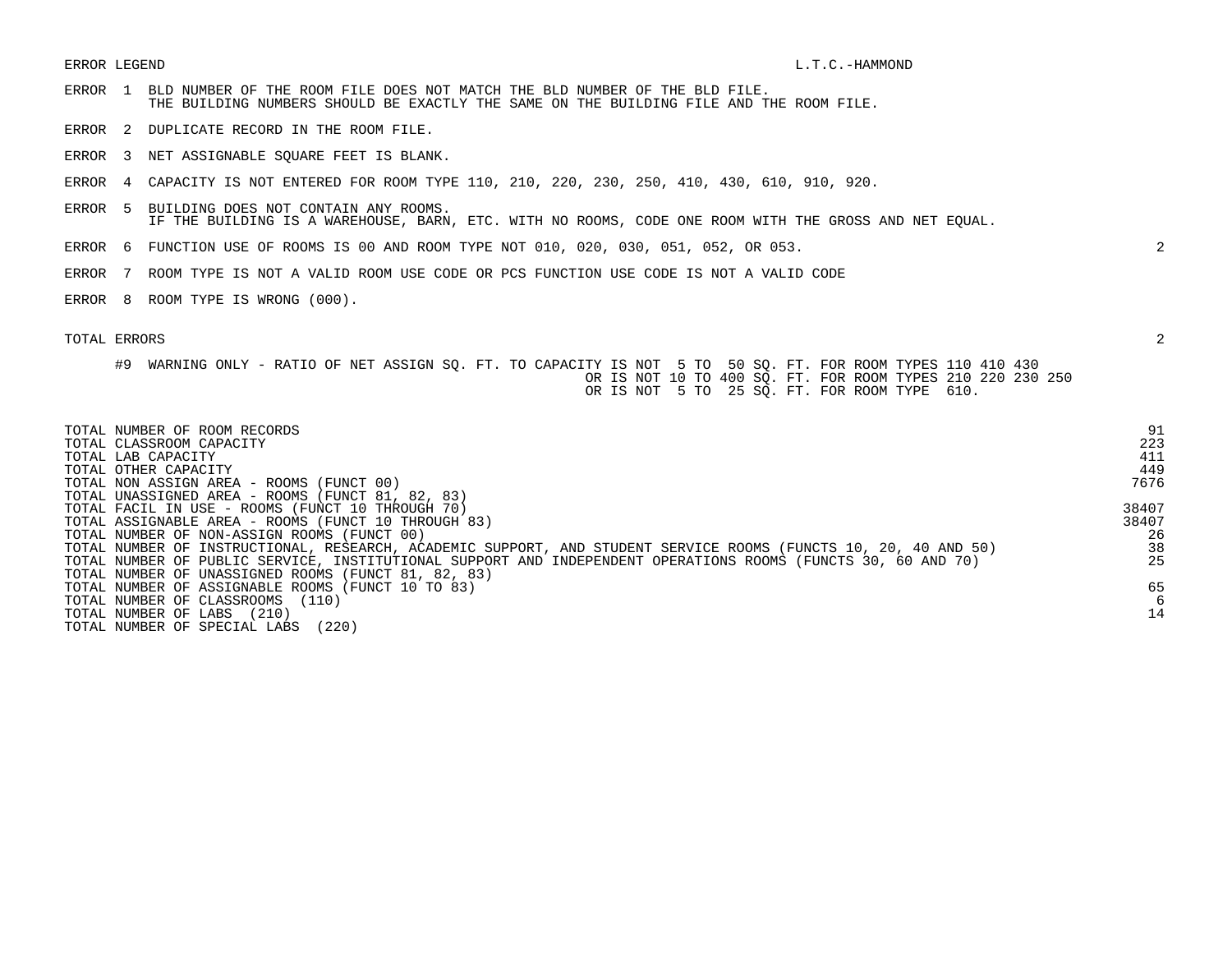ERROR LEGEND L.T.C.-HAMMOND

| | | |
|---|---|---|
| ERROR 1 | BLD NUMBER OF THE ROOM FILE DOES NOT MATCH THE BLD NUMBER OF THE BLD FILE. THE BUILDING NUMBERS SHOULD BE EXACTLY THE SAME ON THE BUILDING FILE AND THE ROOM FILE. | |
| ERROR 2 | DUPLICATE RECORD IN THE ROOM FILE. | |
| ERROR 3 | NET ASSIGNABLE SQUARE FEET IS BLANK. | |
| ERROR 4 | CAPACITY IS NOT ENTERED FOR ROOM TYPE 110, 210, 220, 230, 250, 410, 430, 610, 910, 920. | |
| ERROR 5 | BUILDING DOES NOT CONTAIN ANY ROOMS. IF THE BUILDING IS A WAREHOUSE, BARN, ETC. WITH NO ROOMS, CODE ONE ROOM WITH THE GROSS AND NET EQUAL. | |
| ERROR 6 | FUNCTION USE OF ROOMS IS 00 AND ROOM TYPE NOT 010, 020, 030, 051, 052, OR 053. | 2 |
| ERROR 7 | ROOM TYPE IS NOT A VALID ROOM USE CODE OR PCS FUNCTION USE CODE IS NOT A VALID CODE | |
| ERROR 8 | ROOM TYPE IS WRONG (000). | |
| TOTAL ERRORS | | 2 |

#9 WARNING ONLY - RATIO OF NET ASSIGN SQ. FT. TO CAPACITY IS NOT 5 TO 50 SQ. FT. FOR ROOM TYPES 110 410 430
OR IS NOT 10 TO 400 SQ. FT. FOR ROOM TYPES 210 220 230 250
OR IS NOT 5 TO 25 SQ. FT. FOR ROOM TYPE 610.

| | |
|---|---|
| TOTAL NUMBER OF ROOM RECORDS | 91 |
| TOTAL CLASSROOM CAPACITY | 223 |
| TOTAL LAB CAPACITY | 411 |
| TOTAL OTHER CAPACITY | 449 |
| TOTAL NON ASSIGN AREA - ROOMS (FUNCT 00) | 7676 |
| TOTAL UNASSIGNED AREA - ROOMS (FUNCT 81, 82, 83) | |
| TOTAL FACIL IN USE - ROOMS (FUNCT 10 THROUGH 70) | 38407 |
| TOTAL ASSIGNABLE AREA - ROOMS (FUNCT 10 THROUGH 83) | 38407 |
| TOTAL NUMBER OF NON-ASSIGN ROOMS (FUNCT 00) | 26 |
| TOTAL NUMBER OF INSTRUCTIONAL, RESEARCH, ACADEMIC SUPPORT, AND STUDENT SERVICE ROOMS (FUNCTS 10, 20, 40 AND 50) | 38 |
| TOTAL NUMBER OF PUBLIC SERVICE, INSTITUTIONAL SUPPORT AND INDEPENDENT OPERATIONS ROOMS (FUNCTS 30, 60 AND 70) | 25 |
| TOTAL NUMBER OF UNASSIGNED ROOMS (FUNCT 81, 82, 83) | |
| TOTAL NUMBER OF ASSIGNABLE ROOMS (FUNCT 10 TO 83) | 65 |
| TOTAL NUMBER OF CLASSROOMS (110) | 6 |
| TOTAL NUMBER OF LABS (210) | 14 |
| TOTAL NUMBER OF SPECIAL LABS (220) | |